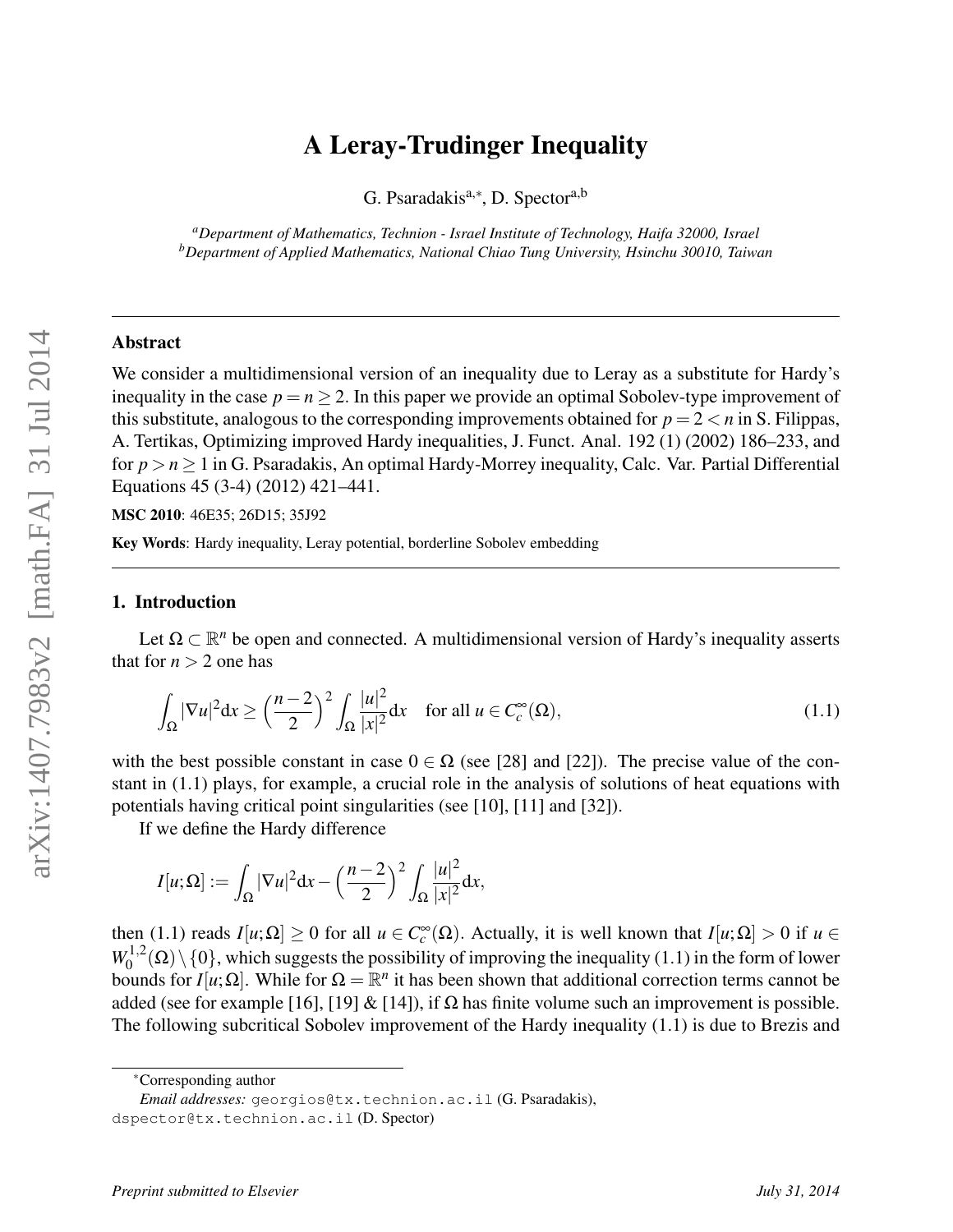# A Leray-Trudinger Inequality

G. Psaradakis[a,*], D. Spector[a,b]

[a] *Department of Mathematics, Technion - Israel Institute of Technology, Haifa 32000, Israel*
[b] *Department of Applied Mathematics, National Chiao Tung University, Hsinchu 30010, Taiwan*

---

### Abstract

We consider a multidimensional version of an inequality due to Leray as a substitute for Hardy's inequality in the case $p = n \geq 2$. In this paper we provide an optimal Sobolev-type improvement of this substitute, analogous to the corresponding improvements obtained for $p = 2 < n$ in S. Filippas, A. Tertikas, Optimizing improved Hardy inequalities, J. Funct. Anal. 192 (1) (2002) 186–233, and for $p > n \geq 1$ in G. Psaradakis, An optimal Hardy-Morrey inequality, Calc. Var. Partial Differential Equations 45 (3-4) (2012) 421–441.

**MSC 2010**: 46E35; 26D15; 35J92

**Key Words**: Hardy inequality, Leray potential, borderline Sobolev embedding

---

## 1. Introduction

Let $\Omega \subset \mathbb{R}^n$ be open and connected. A multidimensional version of Hardy's inequality asserts that for $n > 2$ one has

$$\int_\Omega |\nabla u|^2 \mathrm{d}x \geq \Big(\frac{n-2}{2}\Big)^2 \int_\Omega \frac{|u|^2}{|x|^2} \mathrm{d}x \quad \text{for all } u \in C_c^\infty(\Omega), \tag{1.1}$$

with the best possible constant in case $0 \in \Omega$ (see [28] and [22]). The precise value of the constant in (1.1) plays, for example, a crucial role in the analysis of solutions of heat equations with potentials having critical point singularities (see [10], [11] and [32]).

If we define the Hardy difference

$$I[u;\Omega] := \int_\Omega |\nabla u|^2 \mathrm{d}x - \Big(\frac{n-2}{2}\Big)^2 \int_\Omega \frac{|u|^2}{|x|^2} \mathrm{d}x,$$

then (1.1) reads $I[u;\Omega] \geq 0$ for all $u \in C_c^\infty(\Omega)$. Actually, it is well known that $I[u;\Omega] > 0$ if $u \in W_0^{1,2}(\Omega) \setminus \{0\}$, which suggests the possibility of improving the inequality (1.1) in the form of lower bounds for $I[u;\Omega]$. While for $\Omega = \mathbb{R}^n$ it has been shown that additional correction terms cannot be added (see for example [16], [19] & [14]), if $\Omega$ has finite volume such an improvement is possible. The following subcritical Sobolev improvement of the Hardy inequality (1.1) is due to Brezis and

---

*Corresponding author

*Email addresses:* georgios@tx.technion.ac.il (G. Psaradakis), dspector@tx.technion.ac.il (D. Spector)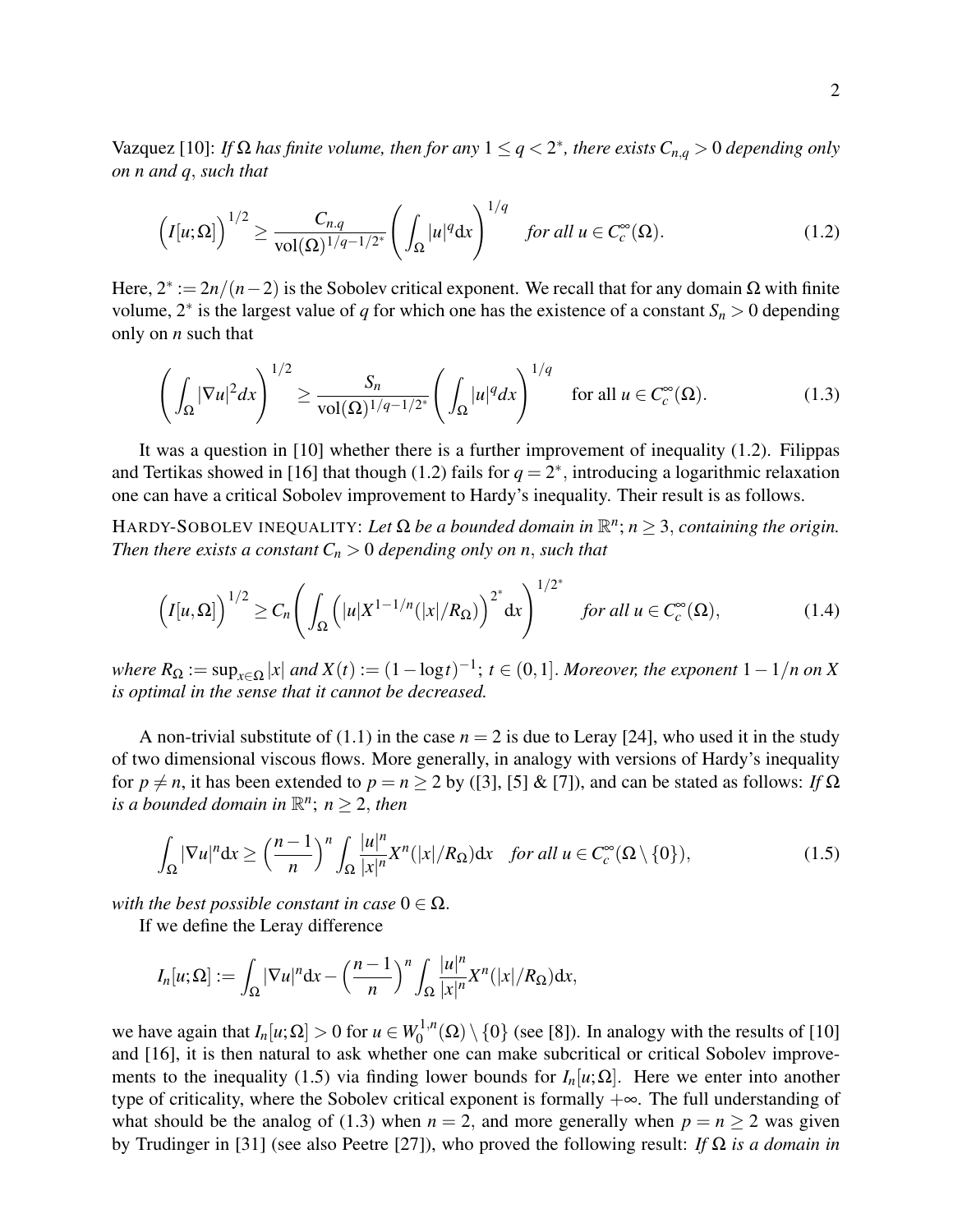Vazquez [10]: *If $\Omega$ has finite volume, then for any $1 \leq q < 2^*$, there exists $C_{n,q} > 0$ depending only on $n$ and $q$, such that*

$$\Big(I[u;\Omega]\Big)^{1/2} \geq \frac{C_{n.q}}{\mathrm{vol}(\Omega)^{1/q-1/2^*}}\left(\int_\Omega |u|^q \mathrm{d}x\right)^{1/q} \quad \textit{for all } u \in C_c^\infty(\Omega). \tag{1.2}$$

Here, $2^* := 2n/(n-2)$ is the Sobolev critical exponent. We recall that for any domain $\Omega$ with finite volume, $2^*$ is the largest value of $q$ for which one has the existence of a constant $S_n > 0$ depending only on $n$ such that

$$\left(\int_\Omega |\nabla u|^2 dx\right)^{1/2} \geq \frac{S_n}{\mathrm{vol}(\Omega)^{1/q-1/2^*}}\left(\int_\Omega |u|^q dx\right)^{1/q} \quad \text{for all } u \in C_c^\infty(\Omega). \tag{1.3}$$

It was a question in [10] whether there is a further improvement of inequality (1.2). Filippas and Tertikas showed in [16] that though (1.2) fails for $q = 2^*$, introducing a logarithmic relaxation one can have a critical Sobolev improvement to Hardy's inequality. Their result is as follows.

HARDY-SOBOLEV INEQUALITY: *Let $\Omega$ be a bounded domain in $\mathbb{R}^n$; $n \geq 3$, containing the origin. Then there exists a constant $C_n > 0$ depending only on $n$, such that*

$$\Big(I[u,\Omega]\Big)^{1/2} \geq C_n\left(\int_\Omega \Big(|u| X^{1-1/n}(|x|/R_\Omega)\Big)^{2^*} \mathrm{d}x\right)^{1/2^*} \quad \textit{for all } u \in C_c^\infty(\Omega), \tag{1.4}$$

*where $R_\Omega := \sup_{x\in\Omega}|x|$ and $X(t) := (1-\log t)^{-1}$; $t \in (0,1]$. Moreover, the exponent $1-1/n$ on $X$ is optimal in the sense that it cannot be decreased.*

A non-trivial substitute of (1.1) in the case $n = 2$ is due to Leray [24], who used it in the study of two dimensional viscous flows. More generally, in analogy with versions of Hardy's inequality for $p \neq n$, it has been extended to $p = n \geq 2$ by ([3], [5] & [7]), and can be stated as follows: *If $\Omega$ is a bounded domain in $\mathbb{R}^n$; $n \geq 2$, then*

$$\int_\Omega |\nabla u|^n \mathrm{d}x \geq \Big(\frac{n-1}{n}\Big)^n \int_\Omega \frac{|u|^n}{|x|^n} X^n(|x|/R_\Omega)\mathrm{d}x \quad \textit{for all } u \in C_c^\infty(\Omega \setminus \{0\}), \tag{1.5}$$

*with the best possible constant in case $0 \in \Omega$.*

If we define the Leray difference

$$I_n[u;\Omega] := \int_\Omega |\nabla u|^n \mathrm{d}x - \Big(\frac{n-1}{n}\Big)^n \int_\Omega \frac{|u|^n}{|x|^n} X^n(|x|/R_\Omega)\mathrm{d}x,$$

we have again that $I_n[u;\Omega] > 0$ for $u \in W_0^{1,n}(\Omega) \setminus \{0\}$ (see [8]). In analogy with the results of [10] and [16], it is then natural to ask whether one can make subcritical or critical Sobolev improvements to the inequality (1.5) via finding lower bounds for $I_n[u;\Omega]$. Here we enter into another type of criticality, where the Sobolev critical exponent is formally $+\infty$. The full understanding of what should be the analog of (1.3) when $n = 2$, and more generally when $p = n \geq 2$ was given by Trudinger in [31] (see also Peetre [27]), who proved the following result: *If $\Omega$ is a domain in*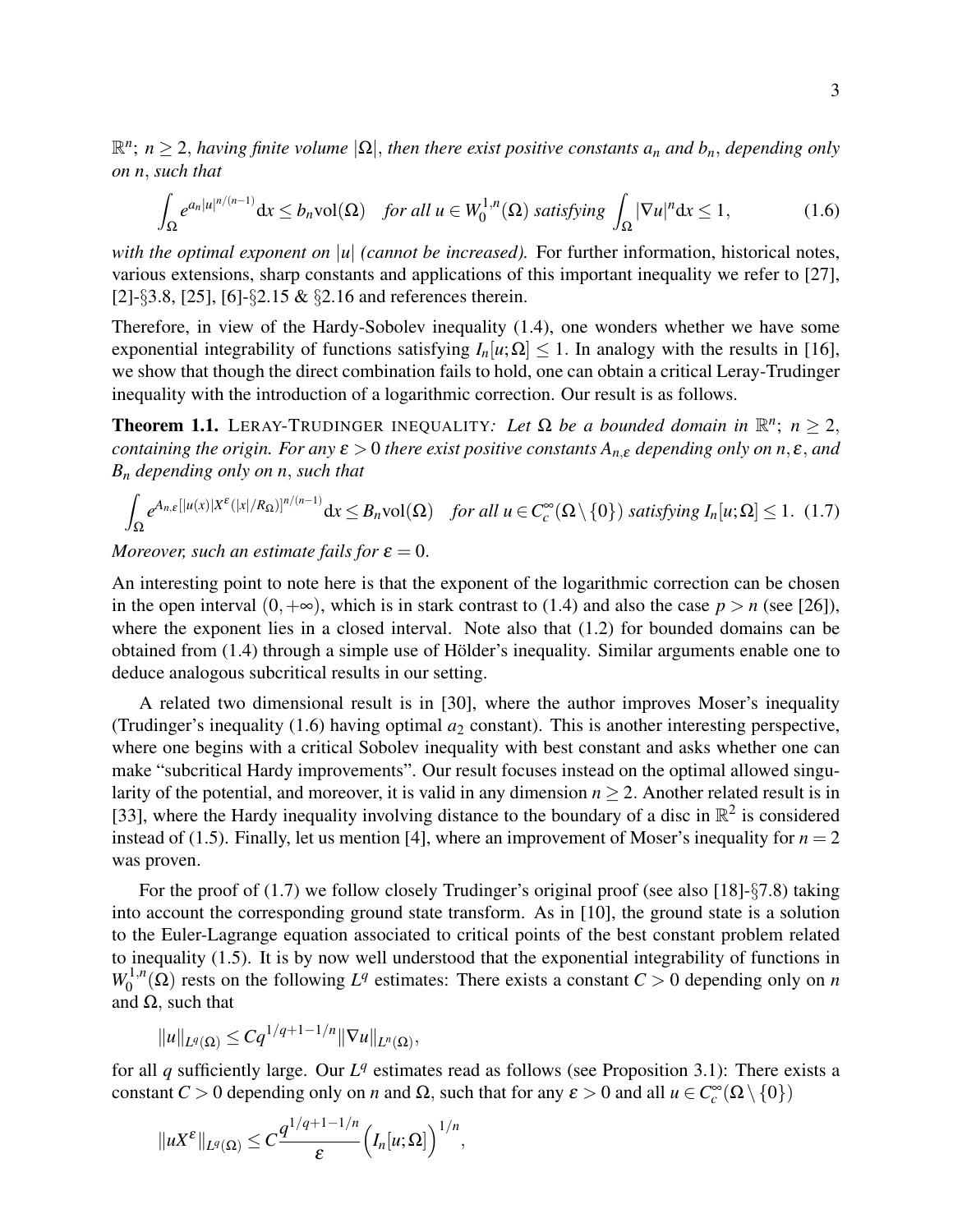$\mathbb{R}^n$; $n \geq 2$, *having finite volume* $|\Omega|$, *then there exist positive constants* $a_n$ *and* $b_n$, *depending only on* $n$, *such that*

$$\int_\Omega e^{a_n|u|^{n/(n-1)}}\mathrm{d}x \leq b_n \mathrm{vol}(\Omega) \quad \textit{for all } u \in W_0^{1,n}(\Omega) \textit{ satisfying } \int_\Omega |\nabla u|^n \mathrm{d}x \leq 1, \tag{1.6}$$

*with the optimal exponent on* $|u|$ *(cannot be increased).* For further information, historical notes, various extensions, sharp constants and applications of this important inequality we refer to [27], [2]-§3.8, [25], [6]-§2.15 & §2.16 and references therein.

Therefore, in view of the Hardy-Sobolev inequality (1.4), one wonders whether we have some exponential integrability of functions satisfying $I_n[u;\Omega] \leq 1$. In analogy with the results in [16], we show that though the direct combination fails to hold, one can obtain a critical Leray-Trudinger inequality with the introduction of a logarithmic correction. Our result is as follows.

**Theorem 1.1.** LERAY-TRUDINGER INEQUALITY*: Let* $\Omega$ *be a bounded domain in* $\mathbb{R}^n$; $n \geq 2$, *containing the origin. For any* $\varepsilon > 0$ *there exist positive constants* $A_{n,\varepsilon}$ *depending only on* $n, \varepsilon$, *and* $B_n$ *depending only on* $n$, *such that*

$$\int_\Omega e^{A_{n,\varepsilon}[|u(x)|X^{\varepsilon}(|x|/R_\Omega)]^{n/(n-1)}}\mathrm{d}x \leq B_n \mathrm{vol}(\Omega) \quad \textit{for all } u \in C_c^\infty(\Omega\setminus\{0\}) \textit{ satisfying } I_n[u;\Omega] \leq 1. \tag{1.7}$$

*Moreover, such an estimate fails for* $\varepsilon = 0$.

An interesting point to note here is that the exponent of the logarithmic correction can be chosen in the open interval $(0,+\infty)$, which is in stark contrast to (1.4) and also the case $p > n$ (see [26]), where the exponent lies in a closed interval. Note also that (1.2) for bounded domains can be obtained from (1.4) through a simple use of Hölder's inequality. Similar arguments enable one to deduce analogous subcritical results in our setting.

A related two dimensional result is in [30], where the author improves Moser's inequality (Trudinger's inequality (1.6) having optimal $a_2$ constant). This is another interesting perspective, where one begins with a critical Sobolev inequality with best constant and asks whether one can make "subcritical Hardy improvements". Our result focuses instead on the optimal allowed singularity of the potential, and moreover, it is valid in any dimension $n \geq 2$. Another related result is in [33], where the Hardy inequality involving distance to the boundary of a disc in $\mathbb{R}^2$ is considered instead of (1.5). Finally, let us mention [4], where an improvement of Moser's inequality for $n = 2$ was proven.

For the proof of (1.7) we follow closely Trudinger's original proof (see also [18]-§7.8) taking into account the corresponding ground state transform. As in [10], the ground state is a solution to the Euler-Lagrange equation associated to critical points of the best constant problem related to inequality (1.5). It is by now well understood that the exponential integrability of functions in $W_0^{1,n}(\Omega)$ rests on the following $L^q$ estimates: There exists a constant $C > 0$ depending only on $n$ and $\Omega$, such that

$$\|u\|_{L^q(\Omega)} \leq C q^{1/q+1-1/n}\|\nabla u\|_{L^n(\Omega)},$$

for all $q$ sufficiently large. Our $L^q$ estimates read as follows (see Proposition 3.1): There exists a constant $C > 0$ depending only on $n$ and $\Omega$, such that for any $\varepsilon > 0$ and all $u \in C_c^\infty(\Omega\setminus\{0\})$

$$\|uX^{\varepsilon}\|_{L^q(\Omega)} \leq C\frac{q^{1/q+1-1/n}}{\varepsilon}\Big(I_n[u;\Omega]\Big)^{1/n},$$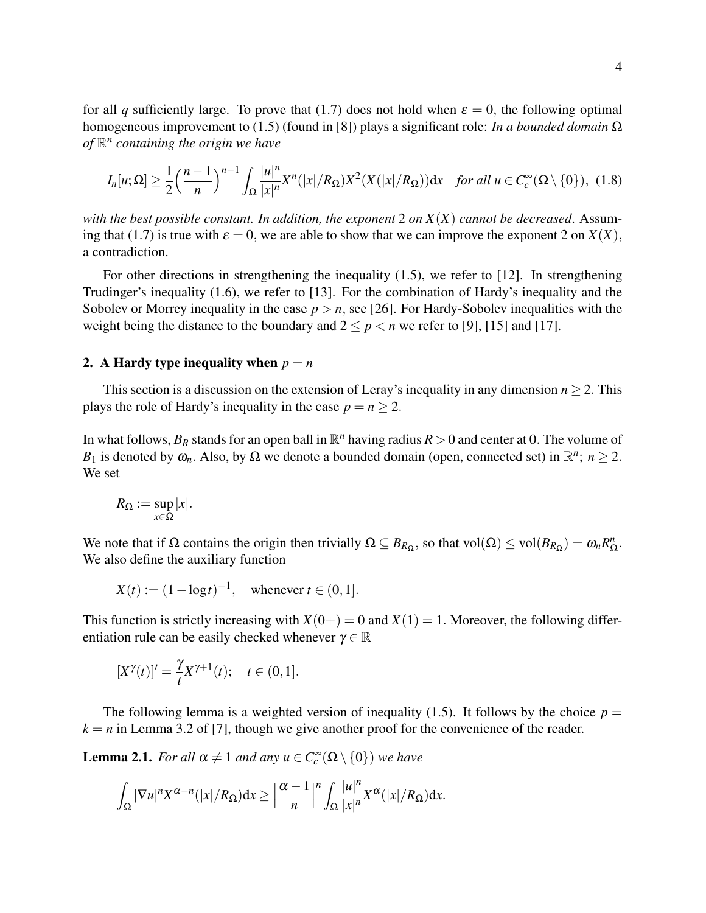for all $q$ sufficiently large. To prove that (1.7) does not hold when $\varepsilon = 0$, the following optimal homogeneous improvement to (1.5) (found in [8]) plays a significant role: *In a bounded domain $\Omega$ of $\mathbb{R}^n$ containing the origin we have*

$$I_n[u;\Omega] \geq \frac{1}{2}\Big(\frac{n-1}{n}\Big)^{n-1}\int_\Omega \frac{|u|^n}{|x|^n}X^n(|x|/R_\Omega)X^2(X(|x|/R_\Omega))\mathrm{d}x \quad \textit{for all } u \in C_c^\infty(\Omega\setminus\{0\}), \tag{1.8}$$

*with the best possible constant. In addition, the exponent* 2 *on $X(X)$ cannot be decreased*. Assuming that (1.7) is true with $\varepsilon = 0$, we are able to show that we can improve the exponent 2 on $X(X)$, a contradiction.

For other directions in strengthening the inequality (1.5), we refer to [12]. In strengthening Trudinger's inequality (1.6), we refer to [13]. For the combination of Hardy's inequality and the Sobolev or Morrey inequality in the case $p > n$, see [26]. For Hardy-Sobolev inequalities with the weight being the distance to the boundary and $2 \leq p < n$ we refer to [9], [15] and [17].

## 2. A Hardy type inequality when $p = n$

This section is a discussion on the extension of Leray's inequality in any dimension $n \geq 2$. This plays the role of Hardy's inequality in the case $p = n \geq 2$.

In what follows, $B_R$ stands for an open ball in $\mathbb{R}^n$ having radius $R > 0$ and center at 0. The volume of $B_1$ is denoted by $\omega_n$. Also, by $\Omega$ we denote a bounded domain (open, connected set) in $\mathbb{R}^n$; $n \geq 2$. We set

$$R_\Omega := \sup_{x\in\Omega}|x|.$$

We note that if $\Omega$ contains the origin then trivially $\Omega \subseteq B_{R_\Omega}$, so that $\mathrm{vol}(\Omega) \leq \mathrm{vol}(B_{R_\Omega}) = \omega_n R_\Omega^n$. We also define the auxiliary function

$$X(t) := (1-\log t)^{-1}, \quad \text{whenever } t \in (0,1].$$

This function is strictly increasing with $X(0+) = 0$ and $X(1) = 1$. Moreover, the following differentiation rule can be easily checked whenever $\gamma \in \mathbb{R}$

$$[X^\gamma(t)]' = \frac{\gamma}{t}X^{\gamma+1}(t); \quad t \in (0,1].$$

The following lemma is a weighted version of inequality (1.5). It follows by the choice $p = k = n$ in Lemma 3.2 of [7], though we give another proof for the convenience of the reader.

**Lemma 2.1.** *For all $\alpha \neq 1$ and any $u \in C_c^\infty(\Omega\setminus\{0\})$ we have*

$$\int_\Omega |\nabla u|^n X^{\alpha-n}(|x|/R_\Omega)\mathrm{d}x \geq \Big|\frac{\alpha-1}{n}\Big|^n \int_\Omega \frac{|u|^n}{|x|^n}X^\alpha(|x|/R_\Omega)\mathrm{d}x.$$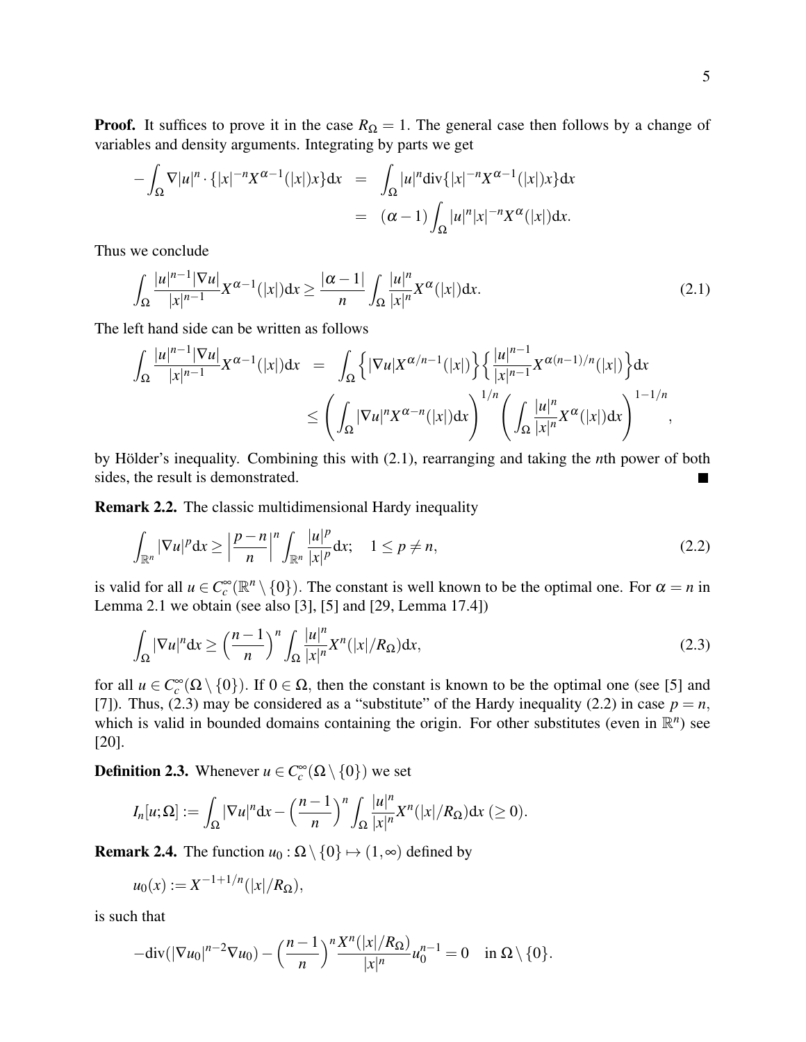**Proof.** It suffices to prove it in the case $R_\Omega = 1$. The general case then follows by a change of variables and density arguments. Integrating by parts we get

$$
\begin{aligned}
-\int_\Omega \nabla |u|^n \cdot \{|x|^{-n} X^{\alpha-1}(|x|)x\}\mathrm{d}x &= \int_\Omega |u|^n \mathrm{div}\{|x|^{-n} X^{\alpha-1}(|x|)x\}\mathrm{d}x \\
&= (\alpha-1)\int_\Omega |u|^n |x|^{-n} X^{\alpha}(|x|)\mathrm{d}x.
\end{aligned}
$$

Thus we conclude

$$
\int_\Omega \frac{|u|^{n-1}|\nabla u|}{|x|^{n-1}} X^{\alpha-1}(|x|)\mathrm{d}x \geq \frac{|\alpha-1|}{n}\int_\Omega \frac{|u|^n}{|x|^n} X^{\alpha}(|x|)\mathrm{d}x. \tag{2.1}
$$

The left hand side can be written as follows

$$
\begin{aligned}
\int_\Omega \frac{|u|^{n-1}|\nabla u|}{|x|^{n-1}} X^{\alpha-1}(|x|)\mathrm{d}x &= \int_\Omega \Big\{|\nabla u| X^{\alpha/n-1}(|x|)\Big\}\Big\{\frac{|u|^{n-1}}{|x|^{n-1}} X^{\alpha(n-1)/n}(|x|)\Big\}\mathrm{d}x \\
&\leq \left(\int_\Omega |\nabla u|^n X^{\alpha-n}(|x|)\mathrm{d}x\right)^{1/n}\left(\int_\Omega \frac{|u|^n}{|x|^n} X^{\alpha}(|x|)\mathrm{d}x\right)^{1-1/n},
\end{aligned}
$$

by Hölder's inequality. Combining this with (2.1), rearranging and taking the $n$th power of both sides, the result is demonstrated. ■

**Remark 2.2.** The classic multidimensional Hardy inequality

$$
\int_{\mathbb{R}^n} |\nabla u|^p \mathrm{d}x \geq \Big|\frac{p-n}{n}\Big|^n \int_{\mathbb{R}^n} \frac{|u|^p}{|x|^p}\mathrm{d}x; \quad 1 \leq p \neq n, \tag{2.2}
$$

is valid for all $u \in C_c^\infty(\mathbb{R}^n \setminus \{0\})$. The constant is well known to be the optimal one. For $\alpha = n$ in Lemma 2.1 we obtain (see also [3], [5] and [29, Lemma 17.4])

$$
\int_\Omega |\nabla u|^n \mathrm{d}x \geq \Big(\frac{n-1}{n}\Big)^n \int_\Omega \frac{|u|^n}{|x|^n} X^n(|x|/R_\Omega)\mathrm{d}x, \tag{2.3}
$$

for all $u \in C_c^\infty(\Omega \setminus \{0\})$. If $0 \in \Omega$, then the constant is known to be the optimal one (see [5] and [7]). Thus, (2.3) may be considered as a "substitute" of the Hardy inequality (2.2) in case $p = n$, which is valid in bounded domains containing the origin. For other substitutes (even in $\mathbb{R}^n$) see [20].

**Definition 2.3.** Whenever $u \in C_c^\infty(\Omega \setminus \{0\})$ we set

$$
I_n[u;\Omega] := \int_\Omega |\nabla u|^n \mathrm{d}x - \Big(\frac{n-1}{n}\Big)^n \int_\Omega \frac{|u|^n}{|x|^n} X^n(|x|/R_\Omega)\mathrm{d}x \; (\geq 0).
$$

**Remark 2.4.** The function $u_0 : \Omega \setminus \{0\} \mapsto (1,\infty)$ defined by

$$
u_0(x) := X^{-1+1/n}(|x|/R_\Omega),
$$

is such that

$$
-\mathrm{div}(|\nabla u_0|^{n-2}\nabla u_0) - \Big(\frac{n-1}{n}\Big)^n \frac{X^n(|x|/R_\Omega)}{|x|^n} u_0^{n-1} = 0 \quad \text{in } \Omega \setminus \{0\}.
$$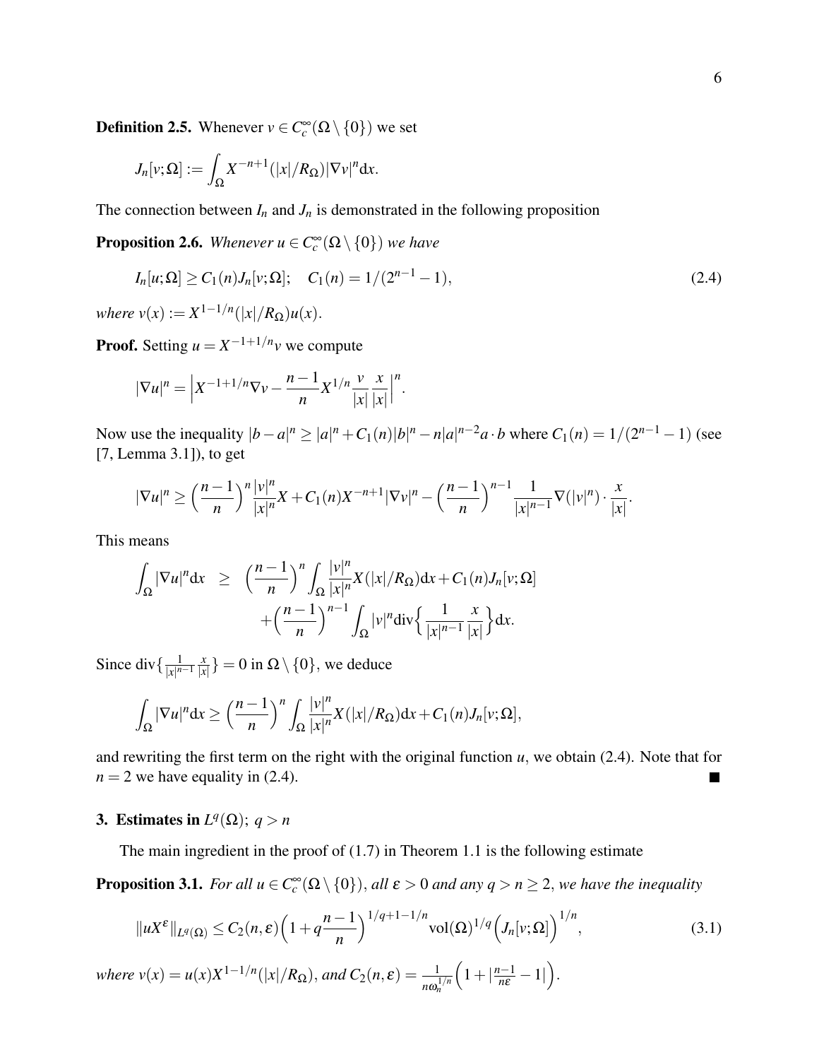**Definition 2.5.** Whenever $v \in C_c^\infty(\Omega \setminus \{0\})$ we set

$$J_n[v;\Omega] := \int_\Omega X^{-n+1}(|x|/R_\Omega)|\nabla v|^n \mathrm{d}x.$$

The connection between $I_n$ and $J_n$ is demonstrated in the following proposition

**Proposition 2.6.** *Whenever $u \in C_c^\infty(\Omega \setminus \{0\})$ we have*

$$I_n[u;\Omega] \geq C_1(n) J_n[v;\Omega]; \quad C_1(n) = 1/(2^{n-1}-1), \tag{2.4}$$

*where $v(x) := X^{1-1/n}(|x|/R_\Omega)u(x)$.*

**Proof.** Setting $u = X^{-1+1/n}v$ we compute

$$|\nabla u|^n = \Big| X^{-1+1/n}\nabla v - \frac{n-1}{n} X^{1/n} \frac{v}{|x|}\frac{x}{|x|}\Big|^n.$$

Now use the inequality $|b-a|^n \geq |a|^n + C_1(n)|b|^n - n|a|^{n-2}a \cdot b$ where $C_1(n) = 1/(2^{n-1}-1)$ (see [7, Lemma 3.1]), to get

$$|\nabla u|^n \geq \Big(\frac{n-1}{n}\Big)^n \frac{|v|^n}{|x|^n} X + C_1(n) X^{-n+1}|\nabla v|^n - \Big(\frac{n-1}{n}\Big)^{n-1} \frac{1}{|x|^{n-1}} \nabla(|v|^n)\cdot \frac{x}{|x|}.$$

This means

$$\begin{aligned}
\int_\Omega |\nabla u|^n \mathrm{d}x \quad &\geq \quad \Big(\frac{n-1}{n}\Big)^n \int_\Omega \frac{|v|^n}{|x|^n} X(|x|/R_\Omega)\mathrm{d}x + C_1(n) J_n[v;\Omega] \\
&\quad + \Big(\frac{n-1}{n}\Big)^{n-1} \int_\Omega |v|^n \mathrm{div}\Big\{\frac{1}{|x|^{n-1}}\frac{x}{|x|}\Big\}\mathrm{d}x.
\end{aligned}$$

Since $\mathrm{div}\{\frac{1}{|x|^{n-1}}\frac{x}{|x|}\} = 0$ in $\Omega \setminus \{0\}$, we deduce

$$\int_\Omega |\nabla u|^n \mathrm{d}x \geq \Big(\frac{n-1}{n}\Big)^n \int_\Omega \frac{|v|^n}{|x|^n} X(|x|/R_\Omega)\mathrm{d}x + C_1(n) J_n[v;\Omega],$$

and rewriting the first term on the right with the original function $u$, we obtain (2.4). Note that for $n = 2$ we have equality in (2.4). ■

## 3. Estimates in $L^q(\Omega)$; $q > n$

The main ingredient in the proof of (1.7) in Theorem 1.1 is the following estimate

**Proposition 3.1.** *For all $u \in C_c^\infty(\Omega \setminus \{0\})$, all $\varepsilon > 0$ and any $q > n \geq 2$, we have the inequality*

$$\|uX^\varepsilon\|_{L^q(\Omega)} \leq C_2(n,\varepsilon)\Big(1 + q\frac{n-1}{n}\Big)^{1/q+1-1/n} \mathrm{vol}(\Omega)^{1/q}\Big(J_n[v;\Omega]\Big)^{1/n}, \tag{3.1}$$

*where $v(x) = u(x)X^{1-1/n}(|x|/R_\Omega)$, and $C_2(n,\varepsilon) = \frac{1}{n\omega_n^{1/n}}\Big(1 + |\frac{n-1}{n\varepsilon} - 1|\Big)$.*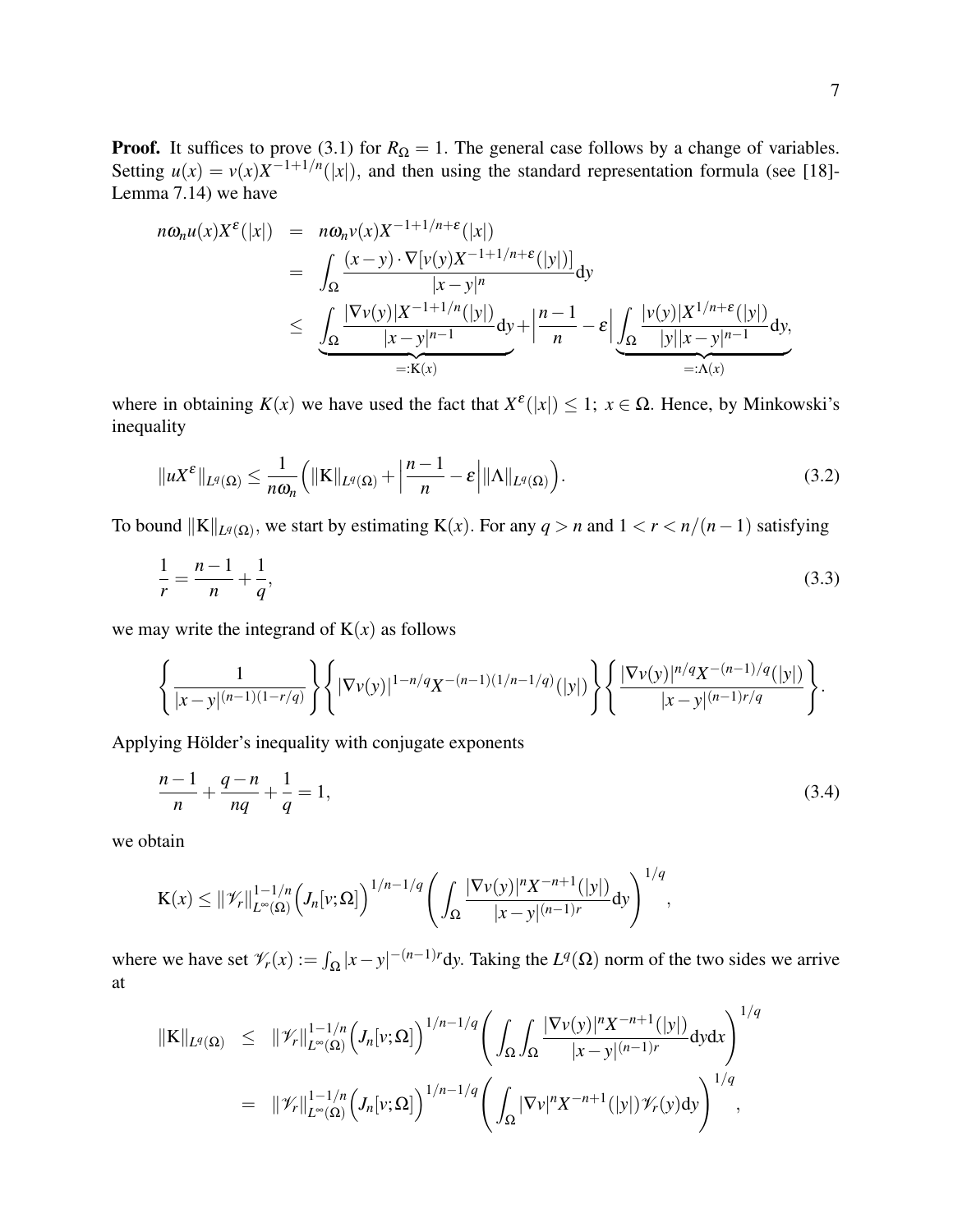**Proof.** It suffices to prove (3.1) for $R_\Omega = 1$. The general case follows by a change of variables. Setting $u(x) = v(x)X^{-1+1/n}(|x|)$, and then using the standard representation formula (see [18]-Lemma 7.14) we have

$$
\begin{aligned}
n\omega_n u(x) X^{\varepsilon}(|x|) &= n\omega_n v(x) X^{-1+1/n+\varepsilon}(|x|) \\
&= \int_\Omega \frac{(x-y)\cdot\nabla[v(y)X^{-1+1/n+\varepsilon}(|y|)]}{|x-y|^n}\mathrm{d}y \\
&\le \underbrace{\int_\Omega \frac{|\nabla v(y)|X^{-1+1/n}(|y|)}{|x-y|^{n-1}}\mathrm{d}y}_{=:\mathrm{K}(x)} + \Big|\frac{n-1}{n}-\varepsilon\Big| \underbrace{\int_\Omega \frac{|v(y)|X^{1/n+\varepsilon}(|y|)}{|y||x-y|^{n-1}}\mathrm{d}y}_{=:\Lambda(x)},
\end{aligned}
$$

where in obtaining $K(x)$ we have used the fact that $X^{\varepsilon}(|x|) \le 1;\ x \in \Omega$. Hence, by Minkowski's inequality

$$
\|uX^{\varepsilon}\|_{L^q(\Omega)} \le \frac{1}{n\omega_n}\Big(\|\mathrm{K}\|_{L^q(\Omega)} + \Big|\frac{n-1}{n}-\varepsilon\Big|\|\Lambda\|_{L^q(\Omega)}\Big). \tag{3.2}
$$

To bound $\|\mathrm{K}\|_{L^q(\Omega)}$, we start by estimating $\mathrm{K}(x)$. For any $q > n$ and $1 < r < n/(n-1)$ satisfying

$$
\frac{1}{r} = \frac{n-1}{n} + \frac{1}{q}, \tag{3.3}
$$

we may write the integrand of $\mathrm{K}(x)$ as follows

$$
\left\{\frac{1}{|x-y|^{(n-1)(1-r/q)}}\right\}\left\{|\nabla v(y)|^{1-n/q}X^{-(n-1)(1/n-1/q)}(|y|)\right\}\left\{\frac{|\nabla v(y)|^{n/q}X^{-(n-1)/q}(|y|)}{|x-y|^{(n-1)r/q}}\right\}.
$$

Applying Hölder's inequality with conjugate exponents

$$
\frac{n-1}{n} + \frac{q-n}{nq} + \frac{1}{q} = 1, \tag{3.4}
$$

we obtain

$$
\mathrm{K}(x) \le \|\mathscr{V}_r\|_{L^\infty(\Omega)}^{1-1/n}\Big(J_n[v;\Omega]\Big)^{1/n-1/q}\left(\int_\Omega \frac{|\nabla v(y)|^n X^{-n+1}(|y|)}{|x-y|^{(n-1)r}}\mathrm{d}y\right)^{1/q},
$$

where we have set $\mathscr{V}_r(x) := \int_\Omega |x-y|^{-(n-1)r}\mathrm{d}y$. Taking the $L^q(\Omega)$ norm of the two sides we arrive at

$$
\begin{aligned}
\|\mathrm{K}\|_{L^q(\Omega)} &\le \|\mathscr{V}_r\|_{L^\infty(\Omega)}^{1-1/n}\Big(J_n[v;\Omega]\Big)^{1/n-1/q}\left(\int_\Omega\int_\Omega \frac{|\nabla v(y)|^n X^{-n+1}(|y|)}{|x-y|^{(n-1)r}}\mathrm{d}y\mathrm{d}x\right)^{1/q} \\
&= \|\mathscr{V}_r\|_{L^\infty(\Omega)}^{1-1/n}\Big(J_n[v;\Omega]\Big)^{1/n-1/q}\left(\int_\Omega |\nabla v|^n X^{-n+1}(|y|)\mathscr{V}_r(y)\mathrm{d}y\right)^{1/q},
\end{aligned}
$$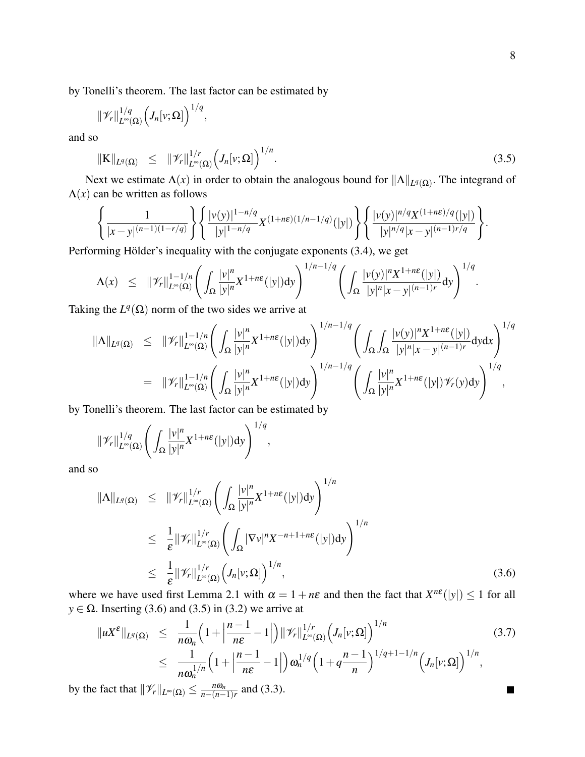by Tonelli's theorem. The last factor can be estimated by

$$\|\mathscr{V}_r\|_{L^\infty(\Omega)}^{1/q}\Big(J_n[v;\Omega]\Big)^{1/q},$$

and so

$$\|\mathrm{K}\|_{L^q(\Omega)} \;\; \leq \;\; \|\mathscr{V}_r\|_{L^\infty(\Omega)}^{1/r}\Big(J_n[v;\Omega]\Big)^{1/n}. \tag{3.5}$$

Next we estimate $\Lambda(x)$ in order to obtain the analogous bound for $\|\Lambda\|_{L^q(\Omega)}$. The integrand of $\Lambda(x)$ can be written as follows

$$\left\{\frac{1}{|x-y|^{(n-1)(1-r/q)}}\right\}\left\{\frac{|v(y)|^{1-n/q}}{|y|^{1-n/q}}X^{(1+n\varepsilon)(1/n-1/q)}(|y|)\right\}\left\{\frac{|v(y)|^{n/q}X^{(1+n\varepsilon)/q}(|y|)}{|y|^{n/q}|x-y|^{(n-1)r/q}}\right\}.$$

Performing Hölder's inequality with the conjugate exponents (3.4), we get

$$\Lambda(x) \;\; \leq \;\; \|\mathscr{V}_r\|_{L^\infty(\Omega)}^{1-1/n}\left(\int_\Omega \frac{|v|^n}{|y|^n}X^{1+n\varepsilon}(|y|)\mathrm{d}y\right)^{1/n-1/q}\left(\int_\Omega \frac{|v(y)|^n X^{1+n\varepsilon}(|y|)}{|y|^n|x-y|^{(n-1)r}}\mathrm{d}y\right)^{1/q}.$$

Taking the $L^q(\Omega)$ norm of the two sides we arrive at

$$\begin{aligned}
\|\Lambda\|_{L^q(\Omega)} \;\; &\leq \;\; \|\mathscr{V}_r\|_{L^\infty(\Omega)}^{1-1/n}\left(\int_\Omega \frac{|v|^n}{|y|^n}X^{1+n\varepsilon}(|y|)\mathrm{d}y\right)^{1/n-1/q}\left(\int_\Omega\int_\Omega \frac{|v(y)|^n X^{1+n\varepsilon}(|y|)}{|y|^n|x-y|^{(n-1)r}}\mathrm{d}y\mathrm{d}x\right)^{1/q} \\
&= \;\; \|\mathscr{V}_r\|_{L^\infty(\Omega)}^{1-1/n}\left(\int_\Omega \frac{|v|^n}{|y|^n}X^{1+n\varepsilon}(|y|)\mathrm{d}y\right)^{1/n-1/q}\left(\int_\Omega \frac{|v|^n}{|y|^n}X^{1+n\varepsilon}(|y|)\mathscr{V}_r(y)\mathrm{d}y\right)^{1/q},
\end{aligned}$$

by Tonelli's theorem. The last factor can be estimated by

$$\|\mathscr{V}_r\|_{L^\infty(\Omega)}^{1/q}\left(\int_\Omega \frac{|v|^n}{|y|^n}X^{1+n\varepsilon}(|y|)\mathrm{d}y\right)^{1/q},$$

and so

$$\begin{aligned}
\|\Lambda\|_{L^q(\Omega)} \;\; &\leq \;\; \|\mathscr{V}_r\|_{L^\infty(\Omega)}^{1/r}\left(\int_\Omega \frac{|v|^n}{|y|^n}X^{1+n\varepsilon}(|y|)\mathrm{d}y\right)^{1/n} \\
&\leq \;\; \frac{1}{\varepsilon}\|\mathscr{V}_r\|_{L^\infty(\Omega)}^{1/r}\left(\int_\Omega |\nabla v|^n X^{-n+1+n\varepsilon}(|y|)\mathrm{d}y\right)^{1/n} \\
&\leq \;\; \frac{1}{\varepsilon}\|\mathscr{V}_r\|_{L^\infty(\Omega)}^{1/r}\Big(J_n[v;\Omega]\Big)^{1/n},
\end{aligned} \tag{3.6}$$

where we have used first Lemma 2.1 with $\alpha = 1+n\varepsilon$ and then the fact that $X^{n\varepsilon}(|y|) \leq 1$ for all $y \in \Omega$. Inserting (3.6) and (3.5) in (3.2) we arrive at

$$\begin{aligned}
\|uX^\varepsilon\|_{L^q(\Omega)} \;\; &\leq \;\; \frac{1}{n\omega_n}\Big(1+\Big|\frac{n-1}{n\varepsilon}-1\Big|\Big)\|\mathscr{V}_r\|_{L^\infty(\Omega)}^{1/r}\Big(J_n[v;\Omega]\Big)^{1/n} \\
&\leq \;\; \frac{1}{n\omega_n^{1/n}}\Big(1+\Big|\frac{n-1}{n\varepsilon}-1\Big|\Big)\,\omega_n^{1/q}\Big(1+q\frac{n-1}{n}\Big)^{1/q+1-1/n}\Big(J_n[v;\Omega]\Big)^{1/n},
\end{aligned} \tag{3.7}$$

by the fact that $\|\mathscr{V}_r\|_{L^\infty(\Omega)} \leq \frac{n\omega_n}{n-(n-1)r}$ and (3.3). ∎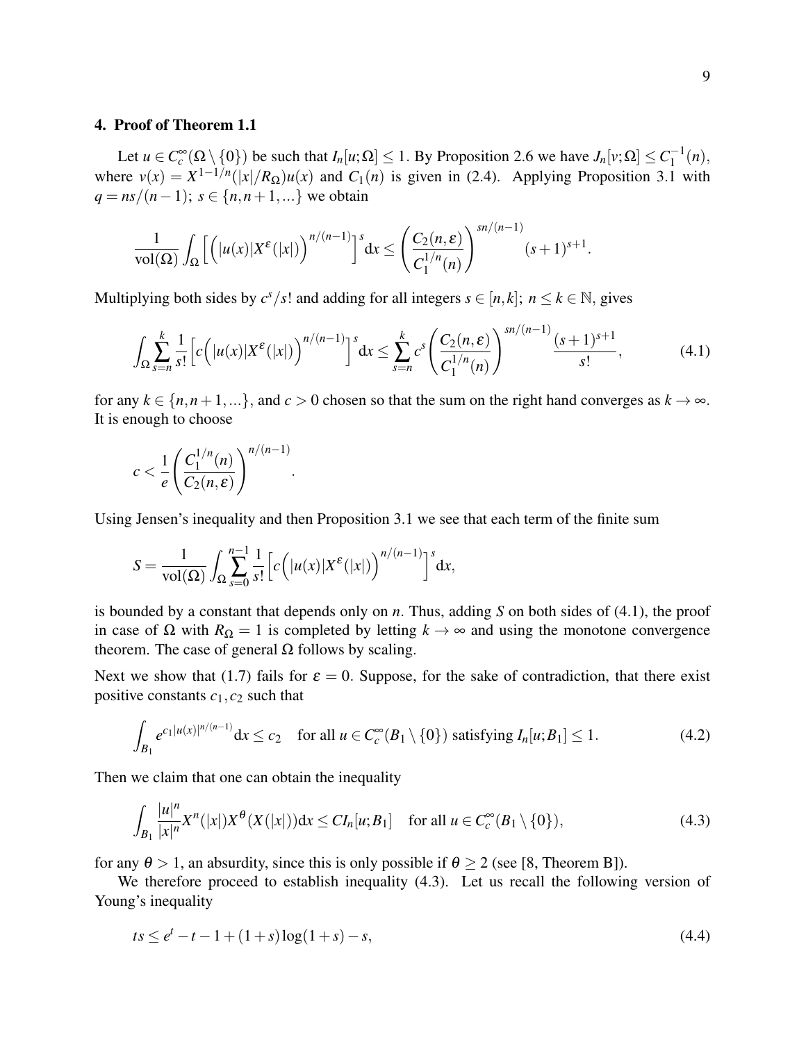## 4. Proof of Theorem 1.1

Let $u \in C_c^\infty(\Omega \setminus \{0\})$ be such that $I_n[u;\Omega] \le 1$. By Proposition 2.6 we have $J_n[v;\Omega] \le C_1^{-1}(n)$, where $v(x) = X^{1-1/n}(|x|/R_\Omega)u(x)$ and $C_1(n)$ is given in (2.4). Applying Proposition 3.1 with $q = ns/(n-1)$; $s \in \{n, n+1, ...\}$ we obtain

$$\frac{1}{\mathrm{vol}(\Omega)} \int_\Omega \Big[ \Big( |u(x)| X^\varepsilon(|x|) \Big)^{n/(n-1)} \Big]^s \mathrm{d}x \le \left( \frac{C_2(n,\varepsilon)}{C_1^{1/n}(n)} \right)^{sn/(n-1)} (s+1)^{s+1}.$$

Multiplying both sides by $c^s/s!$ and adding for all integers $s \in [n,k]$; $n \le k \in \mathbb{N}$, gives

$$\int_\Omega \sum_{s=n}^{k} \frac{1}{s!} \Big[ c \Big( |u(x)| X^\varepsilon(|x|) \Big)^{n/(n-1)} \Big]^s \mathrm{d}x \le \sum_{s=n}^{k} c^s \left( \frac{C_2(n,\varepsilon)}{C_1^{1/n}(n)} \right)^{sn/(n-1)} \frac{(s+1)^{s+1}}{s!}, \tag{4.1}$$

for any $k \in \{n, n+1, ...\}$, and $c > 0$ chosen so that the sum on the right hand converges as $k \to \infty$. It is enough to choose

$$c < \frac{1}{e} \left( \frac{C_1^{1/n}(n)}{C_2(n,\varepsilon)} \right)^{n/(n-1)}.$$

Using Jensen's inequality and then Proposition 3.1 we see that each term of the finite sum

$$S = \frac{1}{\mathrm{vol}(\Omega)} \int_\Omega \sum_{s=0}^{n-1} \frac{1}{s!} \Big[ c \Big( |u(x)| X^\varepsilon(|x|) \Big)^{n/(n-1)} \Big]^s \mathrm{d}x,$$

is bounded by a constant that depends only on $n$. Thus, adding $S$ on both sides of (4.1), the proof in case of $\Omega$ with $R_\Omega = 1$ is completed by letting $k \to \infty$ and using the monotone convergence theorem. The case of general $\Omega$ follows by scaling.

Next we show that (1.7) fails for $\varepsilon = 0$. Suppose, for the sake of contradiction, that there exist positive constants $c_1, c_2$ such that

$$\int_{B_1} e^{c_1 |u(x)|^{n/(n-1)}} \mathrm{d}x \le c_2 \quad \text{for all } u \in C_c^\infty(B_1 \setminus \{0\}) \text{ satisfying } I_n[u;B_1] \le 1. \tag{4.2}$$

Then we claim that one can obtain the inequality

$$\int_{B_1} \frac{|u|^n}{|x|^n} X^n(|x|) X^\theta(X(|x|)) \mathrm{d}x \le C I_n[u;B_1] \quad \text{for all } u \in C_c^\infty(B_1 \setminus \{0\}), \tag{4.3}$$

for any $\theta > 1$, an absurdity, since this is only possible if $\theta \ge 2$ (see [8, Theorem B]).

We therefore proceed to establish inequality (4.3). Let us recall the following version of Young's inequality

$$ts \le e^t - t - 1 + (1+s)\log(1+s) - s, \tag{4.4}$$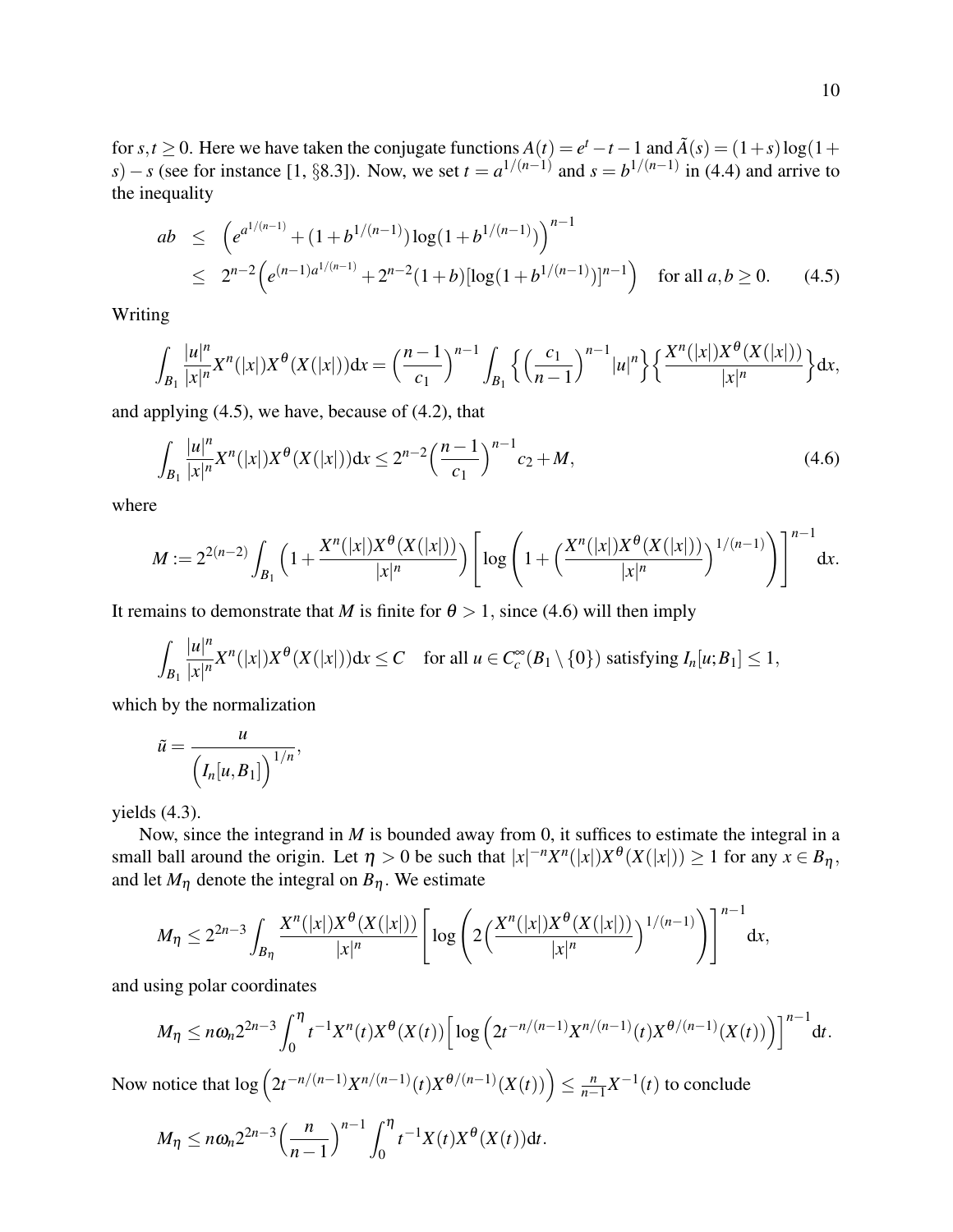for $s,t \geq 0$. Here we have taken the conjugate functions $A(t) = e^t - t - 1$ and $\tilde{A}(s) = (1+s)\log(1+s) - s$ (see for instance [1, §8.3]). Now, we set $t = a^{1/(n-1)}$ and $s = b^{1/(n-1)}$ in (4.4) and arrive to the inequality

$$
\begin{aligned}
ab &\leq \Big(e^{a^{1/(n-1)}} + (1+b^{1/(n-1)})\log(1+b^{1/(n-1)})\Big)^{n-1} \\
&\leq 2^{n-2}\Big(e^{(n-1)a^{1/(n-1)}} + 2^{n-2}(1+b)[\log(1+b^{1/(n-1)})]^{n-1}\Big) \quad \text{for all } a,b \geq 0. \qquad (4.5)
\end{aligned}
$$

Writing

$$
\int_{B_1} \frac{|u|^n}{|x|^n} X^n(|x|) X^\theta(X(|x|)) \mathrm{d}x = \Big(\frac{n-1}{c_1}\Big)^{n-1} \int_{B_1} \Big\{\Big(\frac{c_1}{n-1}\Big)^{n-1} |u|^n\Big\}\Big\{\frac{X^n(|x|)X^\theta(X(|x|))}{|x|^n}\Big\}\mathrm{d}x,
$$

and applying (4.5), we have, because of (4.2), that

$$
\int_{B_1} \frac{|u|^n}{|x|^n} X^n(|x|) X^\theta(X(|x|)) \mathrm{d}x \leq 2^{n-2}\Big(\frac{n-1}{c_1}\Big)^{n-1} c_2 + M, \qquad (4.6)
$$

where

$$
M := 2^{2(n-2)} \int_{B_1} \Big(1 + \frac{X^n(|x|)X^\theta(X(|x|))}{|x|^n}\Big)\left[\log\left(1 + \Big(\frac{X^n(|x|)X^\theta(X(|x|))}{|x|^n}\Big)^{1/(n-1)}\right)\right]^{n-1} \mathrm{d}x.
$$

It remains to demonstrate that $M$ is finite for $\theta > 1$, since (4.6) will then imply

$$
\int_{B_1} \frac{|u|^n}{|x|^n} X^n(|x|) X^\theta(X(|x|)) \mathrm{d}x \leq C \quad \text{for all } u \in C_c^\infty(B_1 \setminus \{0\}) \text{ satisfying } I_n[u;B_1] \leq 1,
$$

which by the normalization

$$
\tilde{u} = \frac{u}{\Big(I_n[u,B_1]\Big)^{1/n}},
$$

yields (4.3).

Now, since the integrand in $M$ is bounded away from 0, it suffices to estimate the integral in a small ball around the origin. Let $\eta > 0$ be such that $|x|^{-n}X^n(|x|)X^\theta(X(|x|)) \geq 1$ for any $x \in B_\eta$, and let $M_\eta$ denote the integral on $B_\eta$. We estimate

$$
M_\eta \leq 2^{2n-3} \int_{B_\eta} \frac{X^n(|x|)X^\theta(X(|x|))}{|x|^n}\left[\log\left(2\Big(\frac{X^n(|x|)X^\theta(X(|x|))}{|x|^n}\Big)^{1/(n-1)}\right)\right]^{n-1} \mathrm{d}x,
$$

and using polar coordinates

$$
M_\eta \leq n\omega_n 2^{2n-3} \int_0^\eta t^{-1} X^n(t) X^\theta(X(t)) \Big[\log\Big(2t^{-n/(n-1)} X^{n/(n-1)}(t) X^{\theta/(n-1)}(X(t))\Big)\Big]^{n-1} \mathrm{d}t.
$$

Now notice that $\log\Big(2t^{-n/(n-1)} X^{n/(n-1)}(t) X^{\theta/(n-1)}(X(t))\Big) \leq \frac{n}{n-1} X^{-1}(t)$ to conclude

$$
M_\eta \leq n\omega_n 2^{2n-3} \Big(\frac{n}{n-1}\Big)^{n-1} \int_0^\eta t^{-1} X(t) X^\theta(X(t)) \mathrm{d}t.
$$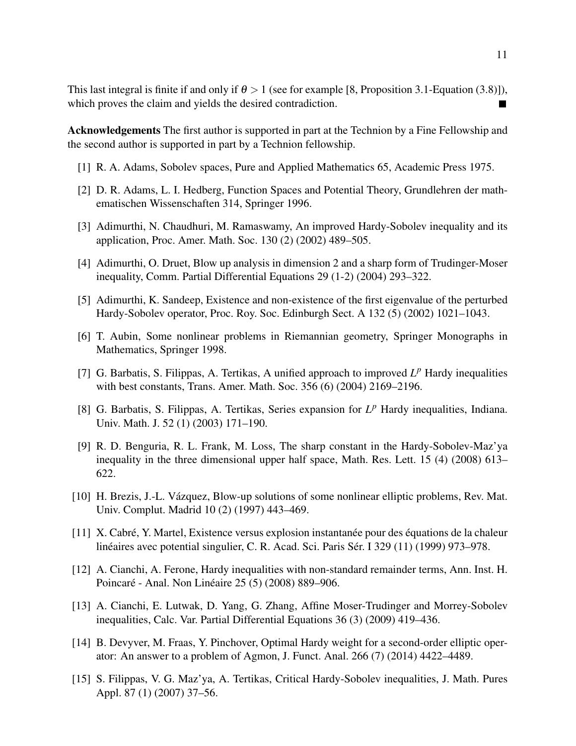This last integral is finite if and only if $\theta > 1$ (see for example [8, Proposition 3.1-Equation (3.8)]), which proves the claim and yields the desired contradiction. ■

**Acknowledgements** The first author is supported in part at the Technion by a Fine Fellowship and the second author is supported in part by a Technion fellowship.

[1] R. A. Adams, Sobolev spaces, Pure and Applied Mathematics 65, Academic Press 1975.

[2] D. R. Adams, L. I. Hedberg, Function Spaces and Potential Theory, Grundlehren der mathematischen Wissenschaften 314, Springer 1996.

[3] Adimurthi, N. Chaudhuri, M. Ramaswamy, An improved Hardy-Sobolev inequality and its application, Proc. Amer. Math. Soc. 130 (2) (2002) 489–505.

[4] Adimurthi, O. Druet, Blow up analysis in dimension 2 and a sharp form of Trudinger-Moser inequality, Comm. Partial Differential Equations 29 (1-2) (2004) 293–322.

[5] Adimurthi, K. Sandeep, Existence and non-existence of the first eigenvalue of the perturbed Hardy-Sobolev operator, Proc. Roy. Soc. Edinburgh Sect. A 132 (5) (2002) 1021–1043.

[6] T. Aubin, Some nonlinear problems in Riemannian geometry, Springer Monographs in Mathematics, Springer 1998.

[7] G. Barbatis, S. Filippas, A. Tertikas, A unified approach to improved $L^p$ Hardy inequalities with best constants, Trans. Amer. Math. Soc. 356 (6) (2004) 2169–2196.

[8] G. Barbatis, S. Filippas, A. Tertikas, Series expansion for $L^p$ Hardy inequalities, Indiana. Univ. Math. J. 52 (1) (2003) 171–190.

[9] R. D. Benguria, R. L. Frank, M. Loss, The sharp constant in the Hardy-Sobolev-Maz'ya inequality in the three dimensional upper half space, Math. Res. Lett. 15 (4) (2008) 613–622.

[10] H. Brezis, J.-L. Vázquez, Blow-up solutions of some nonlinear elliptic problems, Rev. Mat. Univ. Complut. Madrid 10 (2) (1997) 443–469.

[11] X. Cabré, Y. Martel, Existence versus explosion instantanée pour des équations de la chaleur linéaires avec potential singulier, C. R. Acad. Sci. Paris Sér. I 329 (11) (1999) 973–978.

[12] A. Cianchi, A. Ferone, Hardy inequalities with non-standard remainder terms, Ann. Inst. H. Poincaré - Anal. Non Linéaire 25 (5) (2008) 889–906.

[13] A. Cianchi, E. Lutwak, D. Yang, G. Zhang, Affine Moser-Trudinger and Morrey-Sobolev inequalities, Calc. Var. Partial Differential Equations 36 (3) (2009) 419–436.

[14] B. Devyver, M. Fraas, Y. Pinchover, Optimal Hardy weight for a second-order elliptic operator: An answer to a problem of Agmon, J. Funct. Anal. 266 (7) (2014) 4422–4489.

[15] S. Filippas, V. G. Maz'ya, A. Tertikas, Critical Hardy-Sobolev inequalities, J. Math. Pures Appl. 87 (1) (2007) 37–56.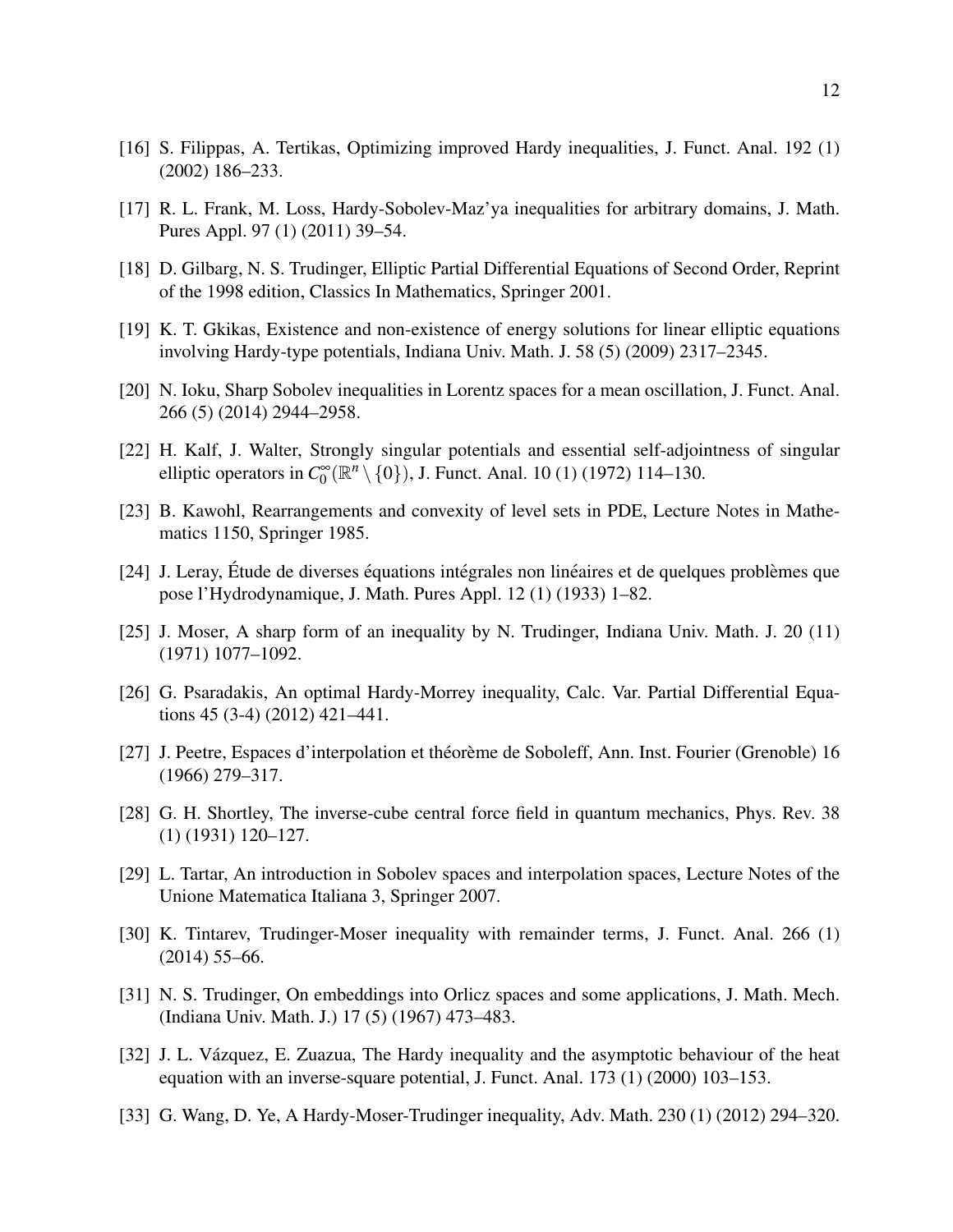[16] S. Filippas, A. Tertikas, Optimizing improved Hardy inequalities, J. Funct. Anal. 192 (1) (2002) 186–233.

[17] R. L. Frank, M. Loss, Hardy-Sobolev-Maz'ya inequalities for arbitrary domains, J. Math. Pures Appl. 97 (1) (2011) 39–54.

[18] D. Gilbarg, N. S. Trudinger, Elliptic Partial Differential Equations of Second Order, Reprint of the 1998 edition, Classics In Mathematics, Springer 2001.

[19] K. T. Gkikas, Existence and non-existence of energy solutions for linear elliptic equations involving Hardy-type potentials, Indiana Univ. Math. J. 58 (5) (2009) 2317–2345.

[20] N. Ioku, Sharp Sobolev inequalities in Lorentz spaces for a mean oscillation, J. Funct. Anal. 266 (5) (2014) 2944–2958.

[22] H. Kalf, J. Walter, Strongly singular potentials and essential self-adjointness of singular elliptic operators in $C_0^\infty(\mathbb{R}^n \setminus \{0\})$, J. Funct. Anal. 10 (1) (1972) 114–130.

[23] B. Kawohl, Rearrangements and convexity of level sets in PDE, Lecture Notes in Mathematics 1150, Springer 1985.

[24] J. Leray, Étude de diverses équations intégrales non linéaires et de quelques problèmes que pose l'Hydrodynamique, J. Math. Pures Appl. 12 (1) (1933) 1–82.

[25] J. Moser, A sharp form of an inequality by N. Trudinger, Indiana Univ. Math. J. 20 (11) (1971) 1077–1092.

[26] G. Psaradakis, An optimal Hardy-Morrey inequality, Calc. Var. Partial Differential Equations 45 (3-4) (2012) 421–441.

[27] J. Peetre, Espaces d'interpolation et théorème de Soboleff, Ann. Inst. Fourier (Grenoble) 16 (1966) 279–317.

[28] G. H. Shortley, The inverse-cube central force field in quantum mechanics, Phys. Rev. 38 (1) (1931) 120–127.

[29] L. Tartar, An introduction in Sobolev spaces and interpolation spaces, Lecture Notes of the Unione Matematica Italiana 3, Springer 2007.

[30] K. Tintarev, Trudinger-Moser inequality with remainder terms, J. Funct. Anal. 266 (1) (2014) 55–66.

[31] N. S. Trudinger, On embeddings into Orlicz spaces and some applications, J. Math. Mech. (Indiana Univ. Math. J.) 17 (5) (1967) 473–483.

[32] J. L. Vázquez, E. Zuazua, The Hardy inequality and the asymptotic behaviour of the heat equation with an inverse-square potential, J. Funct. Anal. 173 (1) (2000) 103–153.

[33] G. Wang, D. Ye, A Hardy-Moser-Trudinger inequality, Adv. Math. 230 (1) (2012) 294–320.